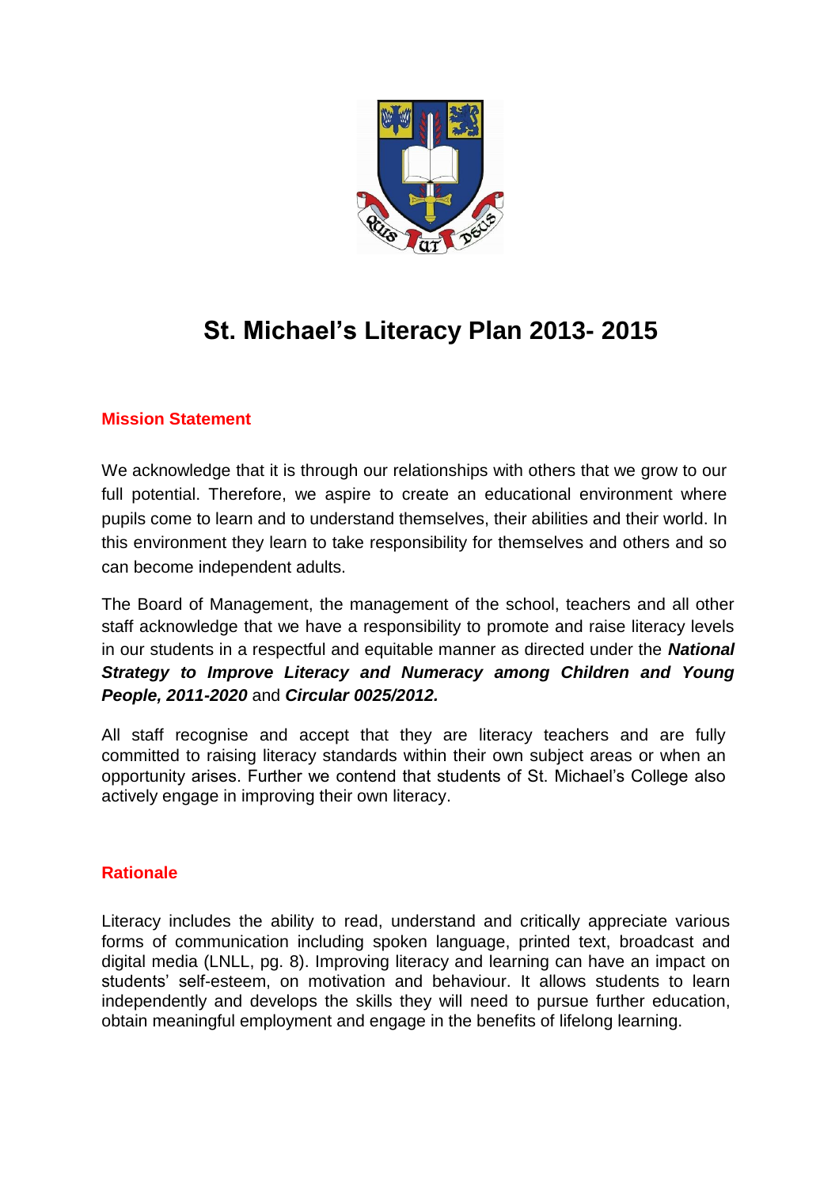# St. Michael's Literacy Plan 2013- 2015

## Mission Statement

We acknowledge that it is through our relationships with others that we grow to our full potential. Therefore, we aspire to create an educational environment where pupils come to learn and to understand themselves, their abilities and their world. In this environment they learn to take responsibility for themselves and others and so can become independent adults.

The Board of Management, the management of the school, teachers and all other staff acknowledge that we have a responsibility to promote and raise literacy levels in our students in a respectful and equitable manner as directed under the ***National Strategy to Improve Literacy and Numeracy among Children and Young People, 2011-2020*** and ***Circular 0025/2012.***

All staff recognise and accept that they are literacy teachers and are fully committed to raising literacy standards within their own subject areas or when an opportunity arises. Further we contend that students of St. Michael's College also actively engage in improving their own literacy.

## Rationale

Literacy includes the ability to read, understand and critically appreciate various forms of communication including spoken language, printed text, broadcast and digital media (LNLL, pg. 8). Improving literacy and learning can have an impact on students' self-esteem, on motivation and behaviour. It allows students to learn independently and develops the skills they will need to pursue further education, obtain meaningful employment and engage in the benefits of lifelong learning.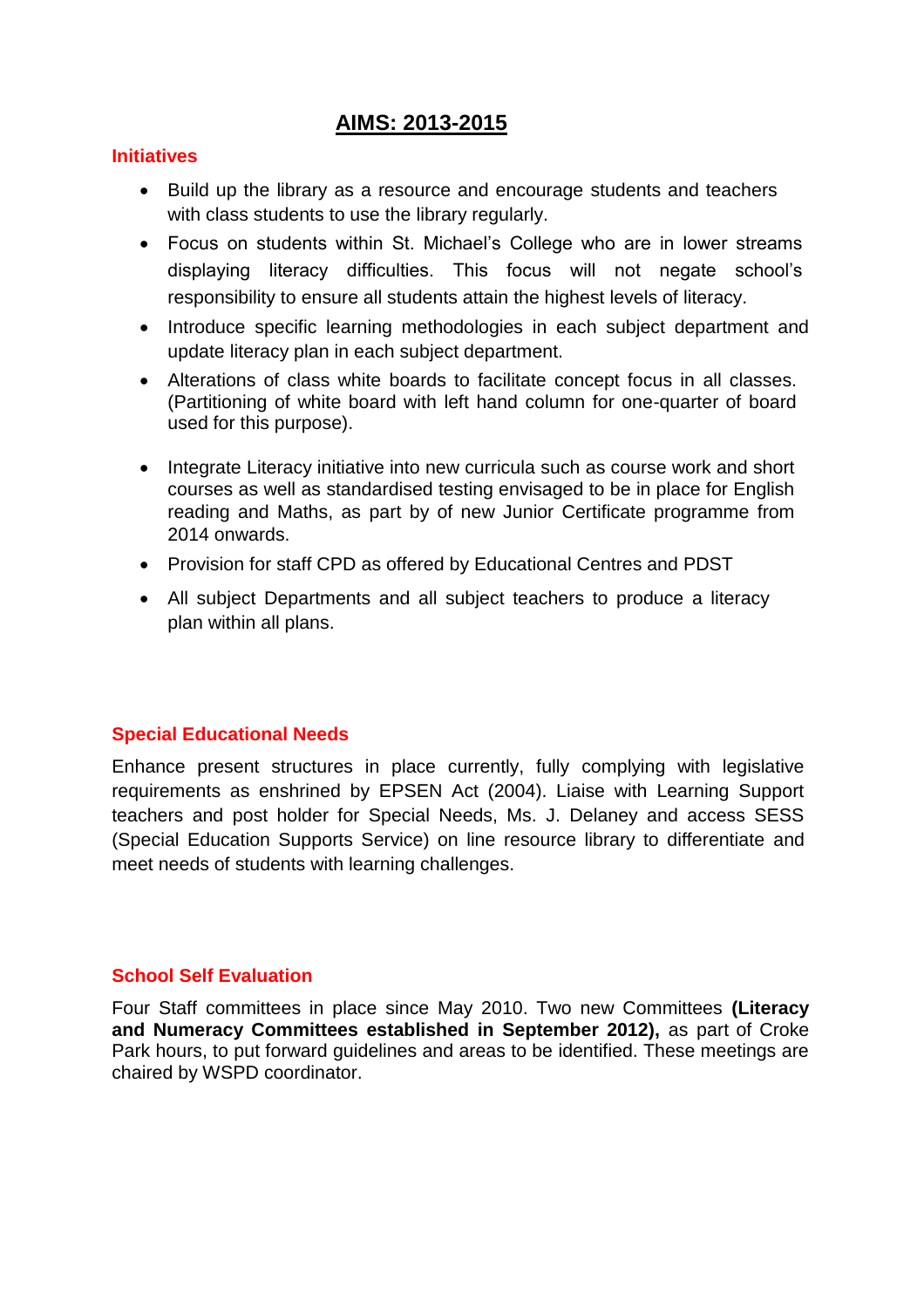# AIMS: 2013-2015

## Initiatives

- Build up the library as a resource and encourage students and teachers with class students to use the library regularly.
- Focus on students within St. Michael's College who are in lower streams displaying literacy difficulties. This focus will not negate school's responsibility to ensure all students attain the highest levels of literacy.
- Introduce specific learning methodologies in each subject department and update literacy plan in each subject department.
- Alterations of class white boards to facilitate concept focus in all classes. (Partitioning of white board with left hand column for one-quarter of board used for this purpose).
- Integrate Literacy initiative into new curricula such as course work and short courses as well as standardised testing envisaged to be in place for English reading and Maths, as part by of new Junior Certificate programme from 2014 onwards.
- Provision for staff CPD as offered by Educational Centres and PDST
- All subject Departments and all subject teachers to produce a literacy plan within all plans.

## Special Educational Needs

Enhance present structures in place currently, fully complying with legislative requirements as enshrined by EPSEN Act (2004). Liaise with Learning Support teachers and post holder for Special Needs, Ms. J. Delaney and access SESS (Special Education Supports Service) on line resource library to differentiate and meet needs of students with learning challenges.

## School Self Evaluation

Four Staff committees in place since May 2010. Two new Committees **(Literacy and Numeracy Committees established in September 2012),** as part of Croke Park hours, to put forward guidelines and areas to be identified. These meetings are chaired by WSPD coordinator.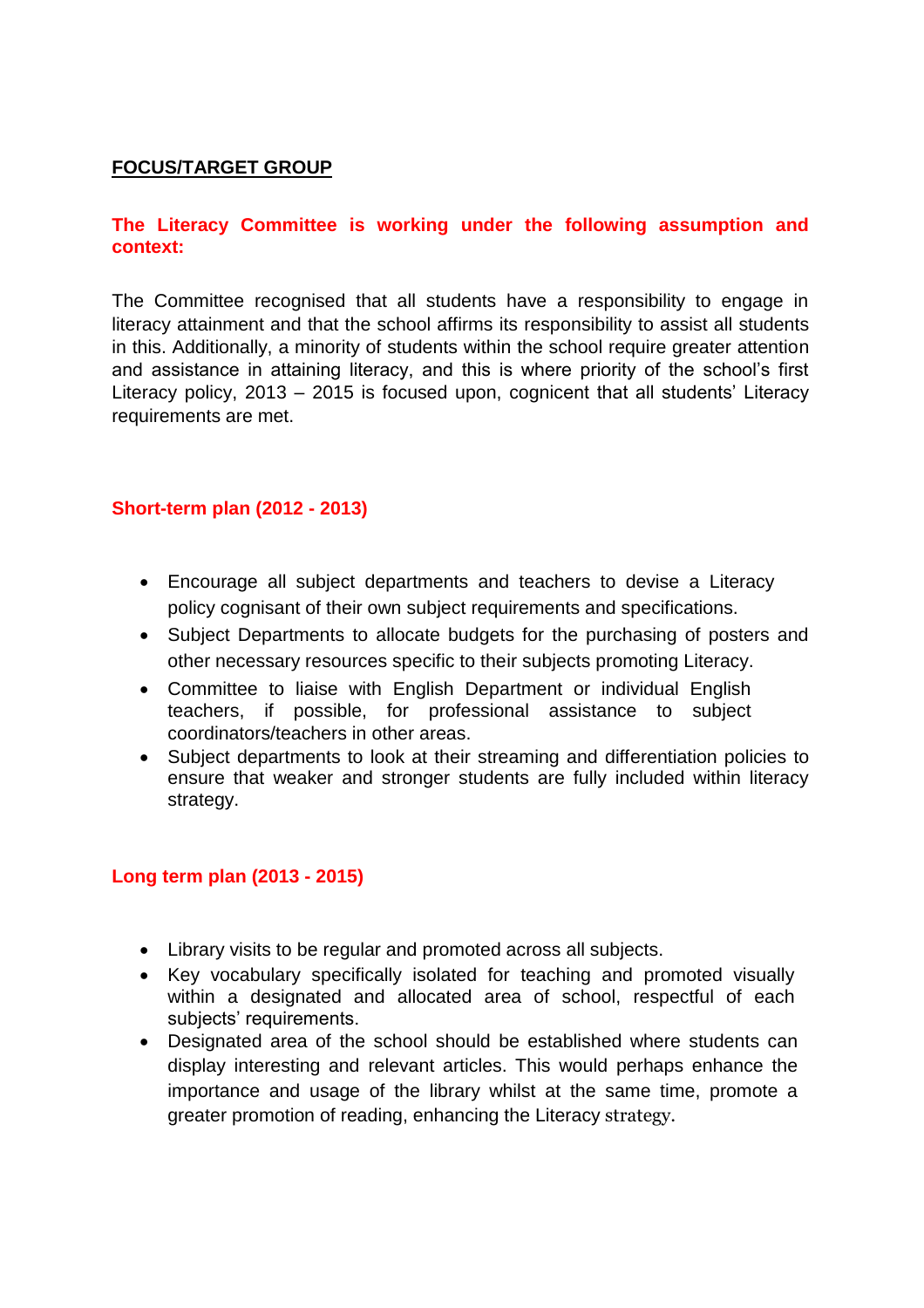## FOCUS/TARGET GROUP

**The Literacy Committee is working under the following assumption and context:**

The Committee recognised that all students have a responsibility to engage in literacy attainment and that the school affirms its responsibility to assist all students in this. Additionally, a minority of students within the school require greater attention and assistance in attaining literacy, and this is where priority of the school's first Literacy policy, 2013 – 2015 is focused upon, cognicent that all students' Literacy requirements are met.

### Short-term plan (2012 - 2013)

- Encourage all subject departments and teachers to devise a Literacy policy cognisant of their own subject requirements and specifications.
- Subject Departments to allocate budgets for the purchasing of posters and other necessary resources specific to their subjects promoting Literacy.
- Committee to liaise with English Department or individual English teachers, if possible, for professional assistance to subject coordinators/teachers in other areas.
- Subject departments to look at their streaming and differentiation policies to ensure that weaker and stronger students are fully included within literacy strategy.

### Long term plan (2013 - 2015)

- Library visits to be regular and promoted across all subjects.
- Key vocabulary specifically isolated for teaching and promoted visually within a designated and allocated area of school, respectful of each subjects' requirements.
- Designated area of the school should be established where students can display interesting and relevant articles. This would perhaps enhance the importance and usage of the library whilst at the same time, promote a greater promotion of reading, enhancing the Literacy strategy.